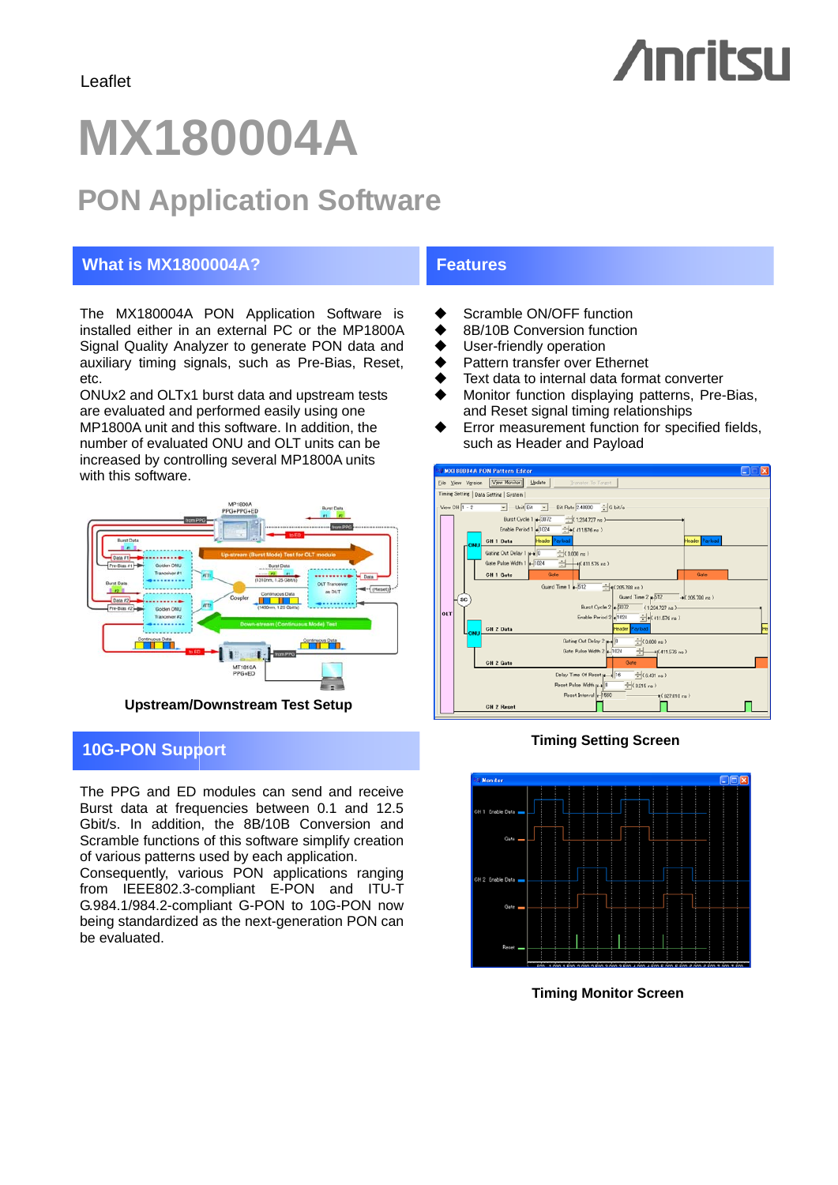Leaflet

# MX180004A

## PON Application Software

### What is MX1800004A?

The MX180004A PON Application Software is installed either in an external PC or the MP1800A Signal Quality Analyzer to generate PON data and auxiliary timing signals, such as Pre-Bias, Reset, etc.
ONUx2 and OLTx1 burst data and upstream tests are evaluated and performed easily using one MP1800A unit and this software. In addition, the number of evaluated ONU and OLT units can be increased by controlling several MP1800A units with this software.

Upstream/Downstream Test Setup

### 10G-PON Support

The PPG and ED modules can send and receive Burst data at frequencies between 0.1 and 12.5 Gbit/s. In addition, the 8B/10B Conversion and Scramble functions of this software simplify creation of various patterns used by each application.
Consequently, various PON applications ranging from IEEE802.3-compliant E-PON and ITU-T G.984.1/984.2-compliant G-PON to 10G-PON now being standardized as the next-generation PON can be evaluated.

### Features

- Scramble ON/OFF function
- 8B/10B Conversion function
- User-friendly operation
- Pattern transfer over Ethernet
- Text data to internal data format converter
- Monitor function displaying patterns, Pre-Bias, and Reset signal timing relationships
- Error measurement function for specified fields, such as Header and Payload

Timing Setting Screen

Timing Monitor Screen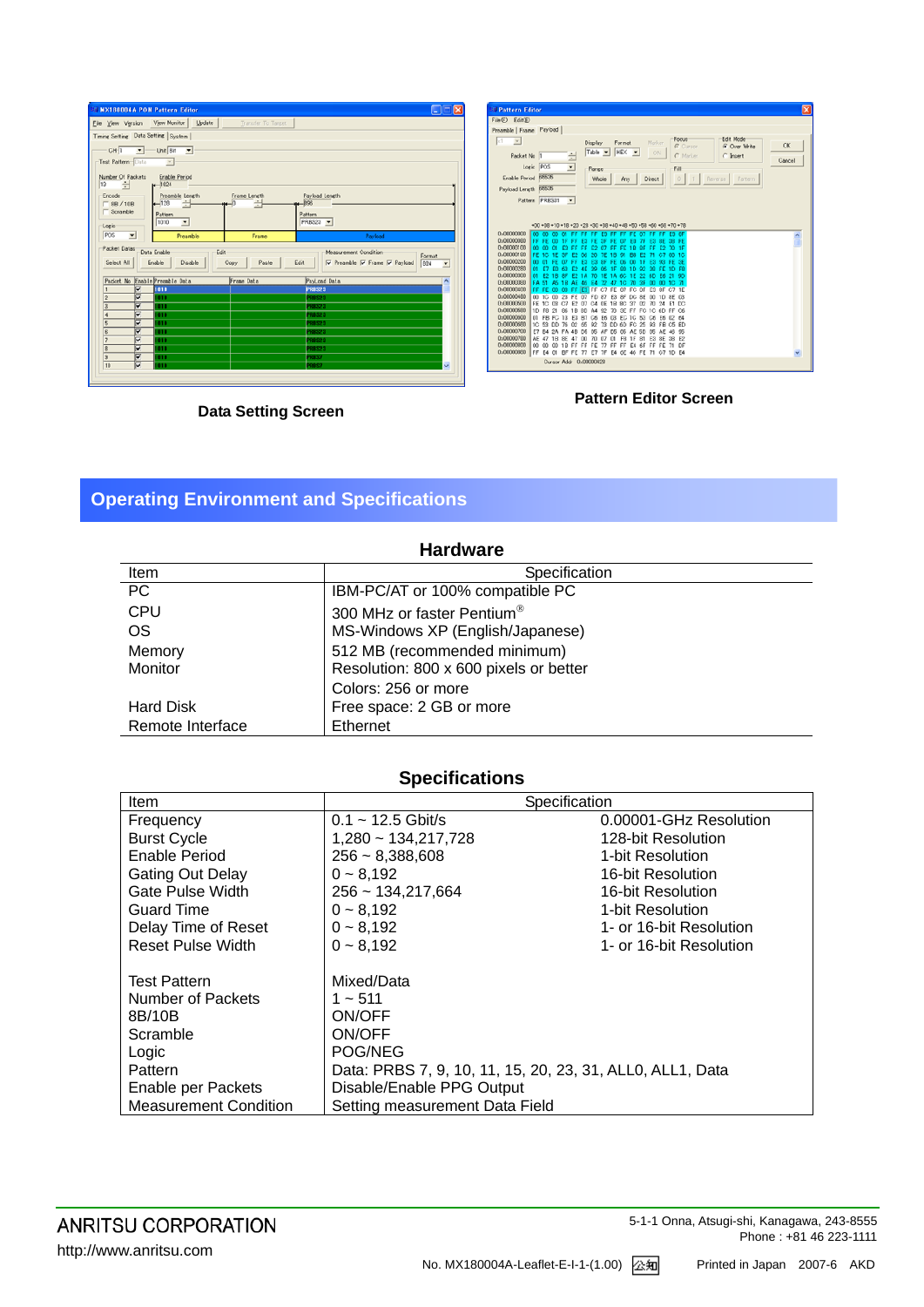Data Setting Screen

Pattern Editor Screen

## Operating Environment and Specifications

### Hardware

| Item | Specification |
|---|---|
| PC | IBM-PC/AT or 100% compatible PC |
| CPU | 300 MHz or faster Pentium® |
| OS | MS-Windows XP (English/Japanese) |
| Memory | 512 MB (recommended minimum) |
| Monitor | Resolution: 800 x 600 pixels or better<br>Colors: 256 or more |
| Hard Disk | Free space: 2 GB or more |
| Remote Interface | Ethernet |

### Specifications

| Item | Specification | |
|---|---|---|
| Frequency | 0.1 ~ 12.5 Gbit/s | 0.00001-GHz Resolution |
| Burst Cycle | 1,280 ~ 134,217,728 | 128-bit Resolution |
| Enable Period | 256 ~ 8,388,608 | 1-bit Resolution |
| Gating Out Delay | 0 ~ 8,192 | 16-bit Resolution |
| Gate Pulse Width | 256 ~ 134,217,664 | 16-bit Resolution |
| Guard Time | 0 ~ 8,192 | 1-bit Resolution |
| Delay Time of Reset | 0 ~ 8,192 | 1- or 16-bit Resolution |
| Reset Pulse Width | 0 ~ 8,192 | 1- or 16-bit Resolution |
| Test Pattern | Mixed/Data | |
| Number of Packets | 1 ~ 511 | |
| 8B/10B | ON/OFF | |
| Scramble | ON/OFF | |
| Logic | POG/NEG | |
| Pattern | Data: PRBS 7, 9, 10, 11, 15, 20, 23, 31, ALL0, ALL1, Data | |
| Enable per Packets | Disable/Enable PPG Output | |
| Measurement Condition | Setting measurement Data Field | |

ANRITSU CORPORATION
http://www.anritsu.com

5-1-1 Onna, Atsugi-shi, Kanagawa, 243-8555
Phone : +81 46 223-1111

No. MX180004A-Leaflet-E-I-1-(1.00) 公知 Printed in Japan 2007-6 AKD